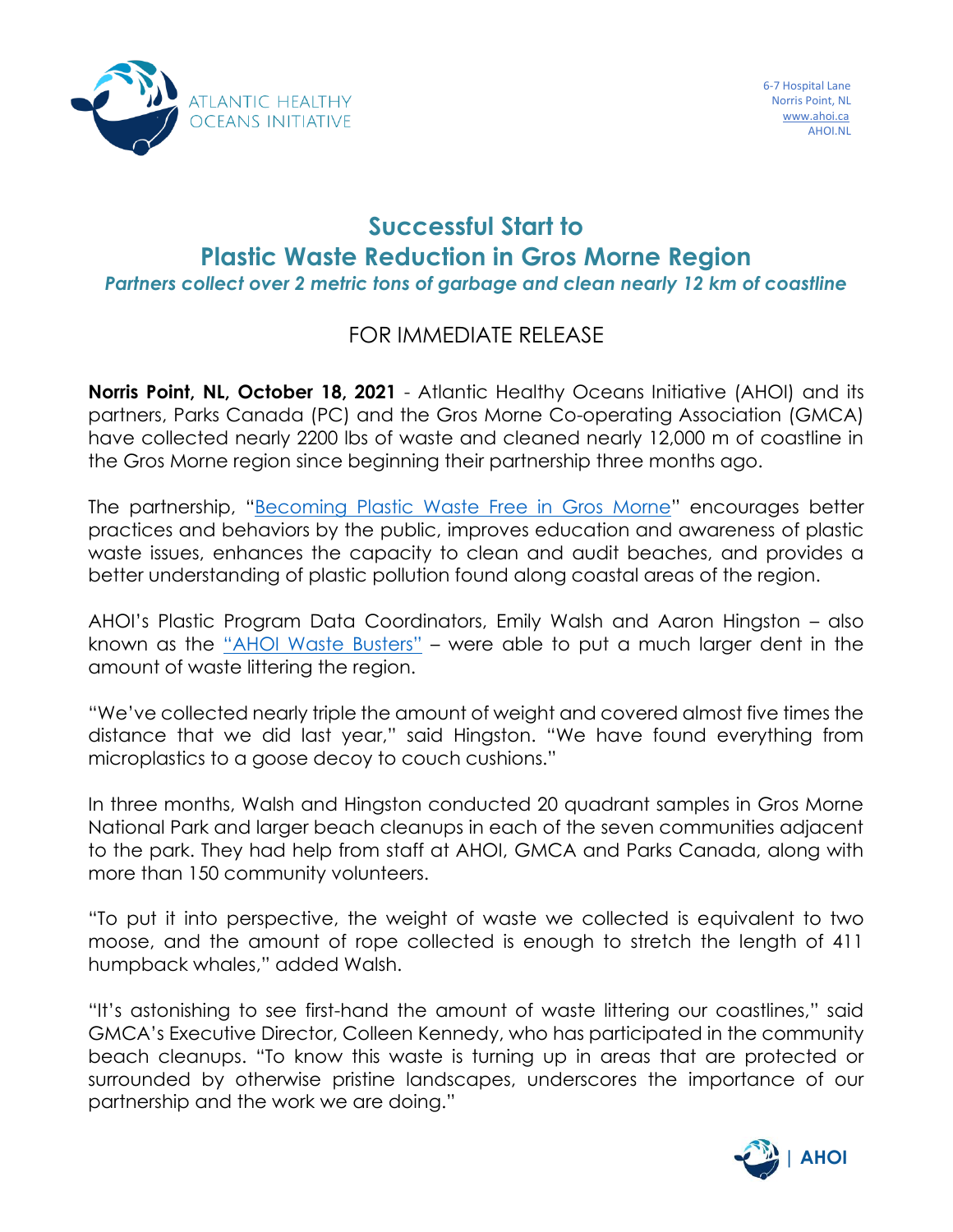ATLANTIC HEALTHY OCEANS INITIATIVE

6-7 Hospital Lane
Norris Point, NL
[www.ahoi.ca](http://www.ahoi.ca)
AHOI.NL

# Successful Start to Plastic Waste Reduction in Gros Morne Region

***Partners collect over 2 metric tons of garbage and clean nearly 12 km of coastline***

FOR IMMEDIATE RELEASE

**Norris Point, NL, October 18, 2021** - Atlantic Healthy Oceans Initiative (AHOI) and its partners, Parks Canada (PC) and the Gros Morne Co-operating Association (GMCA) have collected nearly 2200 lbs of waste and cleaned nearly 12,000 m of coastline in the Gros Morne region since beginning their partnership three months ago.

The partnership, "Becoming Plastic Waste Free in Gros Morne" encourages better practices and behaviors by the public, improves education and awareness of plastic waste issues, enhances the capacity to clean and audit beaches, and provides a better understanding of plastic pollution found along coastal areas of the region.

AHOI's Plastic Program Data Coordinators, Emily Walsh and Aaron Hingston – also known as the "AHOI Waste Busters" – were able to put a much larger dent in the amount of waste littering the region.

"We've collected nearly triple the amount of weight and covered almost five times the distance that we did last year," said Hingston. "We have found everything from microplastics to a goose decoy to couch cushions."

In three months, Walsh and Hingston conducted 20 quadrant samples in Gros Morne National Park and larger beach cleanups in each of the seven communities adjacent to the park. They had help from staff at AHOI, GMCA and Parks Canada, along with more than 150 community volunteers.

"To put it into perspective, the weight of waste we collected is equivalent to two moose, and the amount of rope collected is enough to stretch the length of 411 humpback whales," added Walsh.

"It's astonishing to see first-hand the amount of waste littering our coastlines," said GMCA's Executive Director, Colleen Kennedy, who has participated in the community beach cleanups. "To know this waste is turning up in areas that are protected or surrounded by otherwise pristine landscapes, underscores the importance of our partnership and the work we are doing."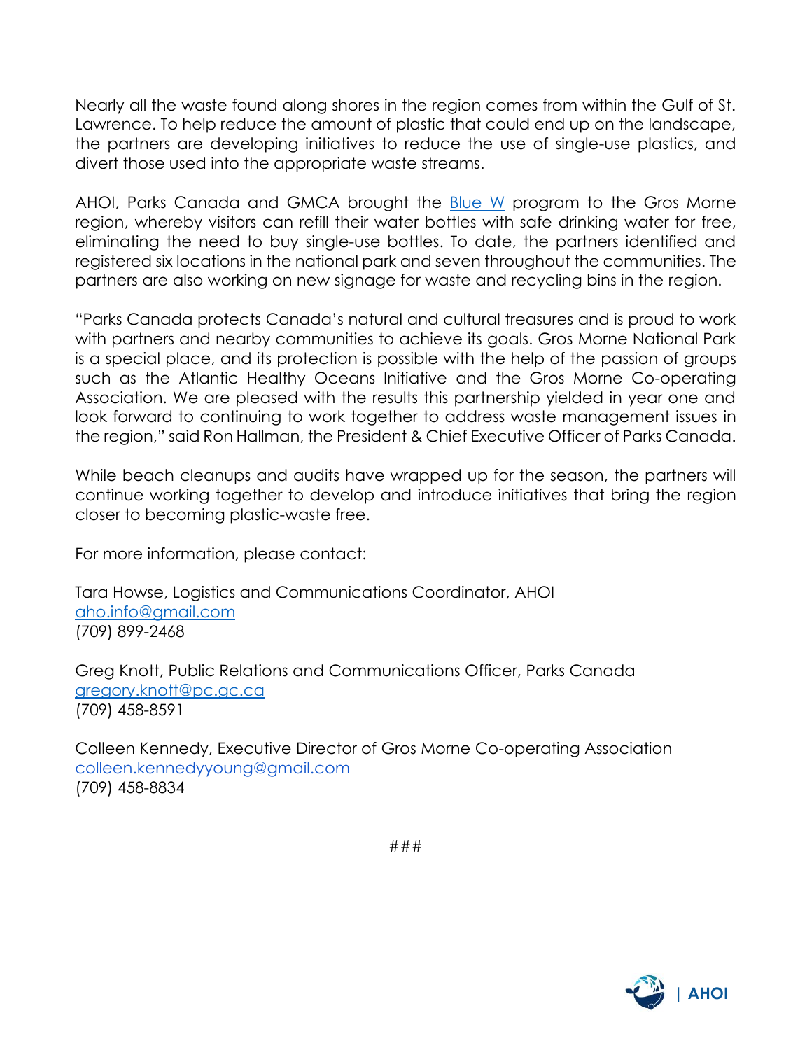Nearly all the waste found along shores in the region comes from within the Gulf of St. Lawrence. To help reduce the amount of plastic that could end up on the landscape, the partners are developing initiatives to reduce the use of single-use plastics, and divert those used into the appropriate waste streams.

AHOI, Parks Canada and GMCA brought the [Blue W](#) program to the Gros Morne region, whereby visitors can refill their water bottles with safe drinking water for free, eliminating the need to buy single-use bottles. To date, the partners identified and registered six locations in the national park and seven throughout the communities. The partners are also working on new signage for waste and recycling bins in the region.

"Parks Canada protects Canada's natural and cultural treasures and is proud to work with partners and nearby communities to achieve its goals. Gros Morne National Park is a special place, and its protection is possible with the help of the passion of groups such as the Atlantic Healthy Oceans Initiative and the Gros Morne Co-operating Association. We are pleased with the results this partnership yielded in year one and look forward to continuing to work together to address waste management issues in the region," said Ron Hallman, the President & Chief Executive Officer of Parks Canada.

While beach cleanups and audits have wrapped up for the season, the partners will continue working together to develop and introduce initiatives that bring the region closer to becoming plastic-waste free.

For more information, please contact:

Tara Howse, Logistics and Communications Coordinator, AHOI
aho.info@gmail.com
(709) 899-2468

Greg Knott, Public Relations and Communications Officer, Parks Canada
gregory.knott@pc.gc.ca
(709) 458-8591

Colleen Kennedy, Executive Director of Gros Morne Co-operating Association
colleen.kennedyyoung@gmail.com
(709) 458-8834

###

| AHOI